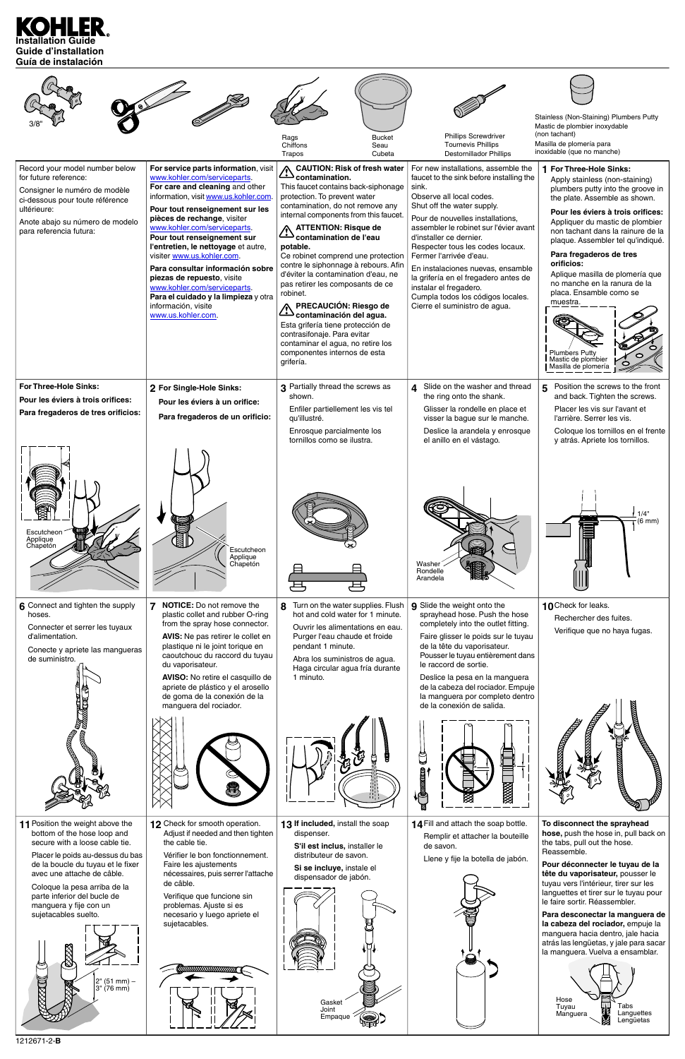# KOHLER

**Installation Guide**
**Guide d'installation**
**Guía de instalación**

3/8"

Rags / Chiffons / Trapos

Bucket / Seau / Cubeta

Phillips Screwdriver / Tournevis Phillips / Destornillador Phillips

Stainless (Non-Staining) Plumbers Putty / Mastic de plombier inoxydable (non tachant) / Masilla de plomería para inoxidable (que no manche)

Record your model number below for future reference:

Consigner le numéro de modèle ci-dessous pour toute référence ultérieure:

Anote abajo su número de modelo para referencia futura:

**For service parts information**, visit www.kohler.com/serviceparts.
**For care and cleaning** and other information, visit www.us.kohler.com.

**Pour tout renseignement sur les pièces de rechange**, visiter www.kohler.com/serviceparts.
**Pour tout renseignement sur l'entretien, le nettoyage** et autre, visiter www.us.kohler.com.

**Para consultar información sobre piezas de repuesto**, visite www.kohler.com/serviceparts.
**Para el cuidado y la limpieza** y otra información, visite www.us.kohler.com.

**⚠ CAUTION: Risk of fresh water contamination.**
This faucet contains back-siphonage protection. To prevent water contamination, do not remove any internal components from this faucet.

**⚠ ATTENTION: Risque de contamination de l'eau potable.**
Ce robinet comprend une protection contre le siphonnage à rebours. Afin d'éviter la contamination d'eau, ne pas retirer les composants de ce robinet.

**⚠ PRECAUCIÓN: Riesgo de contaminación del agua.**
Esta grifería tiene protección de contrasifonaje. Para evitar contaminar el agua, no retire los componentes internos de esta grifería.

For new installations, assemble the faucet to the sink before installing the sink.
Observe all local codes.
Shut off the water supply.

Pour de nouvelles installations, assembler le robinet sur l'évier avant d'installer ce dernier.
Respecter tous les codes locaux.
Fermer l'arrivée d'eau.

En instalaciones nuevas, ensamble la grifería en el fregadero antes de instalar el fregadero.
Cumpla todos los códigos locales.
Cierre el suministro de agua.

**1 For Three-Hole Sinks:**
Apply stainless (non-staining) plumbers putty into the groove in the plate. Assemble as shown.

**Pour les éviers à trois orifices:**
Appliquer du mastic de plombier non tachant dans la rainure de la plaque. Assembler tel qu'indiqué.

**Para fregaderos de tres orificios:**
Aplique masilla de plomería que no manche en la ranura de la placa. Ensamble como se muestra.

Plumbers Putty / Mastic de plombier / Masilla de plomería

**For Three-Hole Sinks:**
**Pour les éviers à trois orifices:**
**Para fregaderos de tres orificios:**

Escutcheon / Applique / Chapetón

**2 For Single-Hole Sinks:**
**Pour les éviers à un orifice:**
**Para fregaderos de un orificio:**

Escutcheon / Applique / Chapetón

**3** Partially thread the screws as shown.

Enfiler partiellement les vis tel qu'illustré.

Enrosque parcialmente los tornillos como se ilustra.

**4** Slide on the washer and thread the ring onto the shank.

Glisser la rondelle en place et visser la bague sur le manche.

Deslice la arandela y enrosque el anillo en el vástago.

Washer / Rondelle / Arandela

**5** Position the screws to the front and back. Tighten the screws.

Placer les vis sur l'avant et l'arrière. Serrer les vis.

Coloque los tornillos en el frente y atrás. Apriete los tornillos.

1/4" (6 mm)

**6** Connect and tighten the supply hoses.

Connecter et serrer les tuyaux d'alimentation.

Conecte y apriete las mangueras de suministro.

**7** **NOTICE:** Do not remove the plastic collet and rubber O-ring from the spray hose connector.

**AVIS:** Ne pas retirer le collet en plastique ni le joint torique en caoutchouc du raccord du tuyau du vaporisateur.

**AVISO:** No retire el casquillo de apriete de plástico y el arosello de goma de la conexión de la manguera del rociador.

**8** Turn on the water supplies. Flush hot and cold water for 1 minute.

Ouvrir les alimentations en eau. Purger l'eau chaude et froide pendant 1 minute.

Abra los suministros de agua. Haga circular agua fría durante 1 minuto.

**9** Slide the weight onto the sprayhead hose. Push the hose completely into the outlet fitting.

Faire glisser le poids sur le tuyau de la tête du vaporisateur. Pousser le tuyau entièrement dans le raccord de sortie.

Deslice la pesa en la manguera de la cabeza del rociador. Empuje la manguera por completo dentro de la conexión de salida.

**10** Check for leaks.

Rechercher des fuites.

Verifique que no haya fugas.

**11** Position the weight above the bottom of the hose loop and secure with a loose cable tie.

Placer le poids au-dessus du bas de la boucle du tuyau et le fixer avec une attache de câble.

Coloque la pesa arriba de la parte inferior del bucle de manguera y fije con un sujetacables suelto.

2" (51 mm) – 3" (76 mm)

**12** Check for smooth operation. Adjust if needed and then tighten the cable tie.

Vérifier le bon fonctionnement. Faire les ajustements nécessaires, puis serrer l'attache de câble.

Verifique que funcione sin problemas. Ajuste si es necesario y luego apriete el sujetacables.

**13** **If included,** install the soap dispenser.

**S'il est inclus,** installer le distributeur de savon.

**Si se incluye,** instale el dispensador de jabón.

Gasket / Joint / Empaque

**14** Fill and attach the soap bottle.

Remplir et attacher la bouteille de savon.

Llene y fije la botella de jabón.

**To disconnect the sprayhead hose,** push the hose in, pull back on the tabs, pull out the hose. Reassemble.

**Pour déconnecter le tuyau de la tête du vaporisateur,** pousser le tuyau vers l'intérieur, tirer sur les languettes et tirer sur le tuyau pour le faire sortir. Réassembler.

**Para desconectar la manguera de la cabeza del rociador,** empuje la manguera hacia dentro, jale hacia atrás las lengüetas, y jale para sacar la manguera. Vuelva a ensamblar.

Hose / Tuyau / Manguera

Tabs / Languettes / Lengüetas

1212671-2-**B**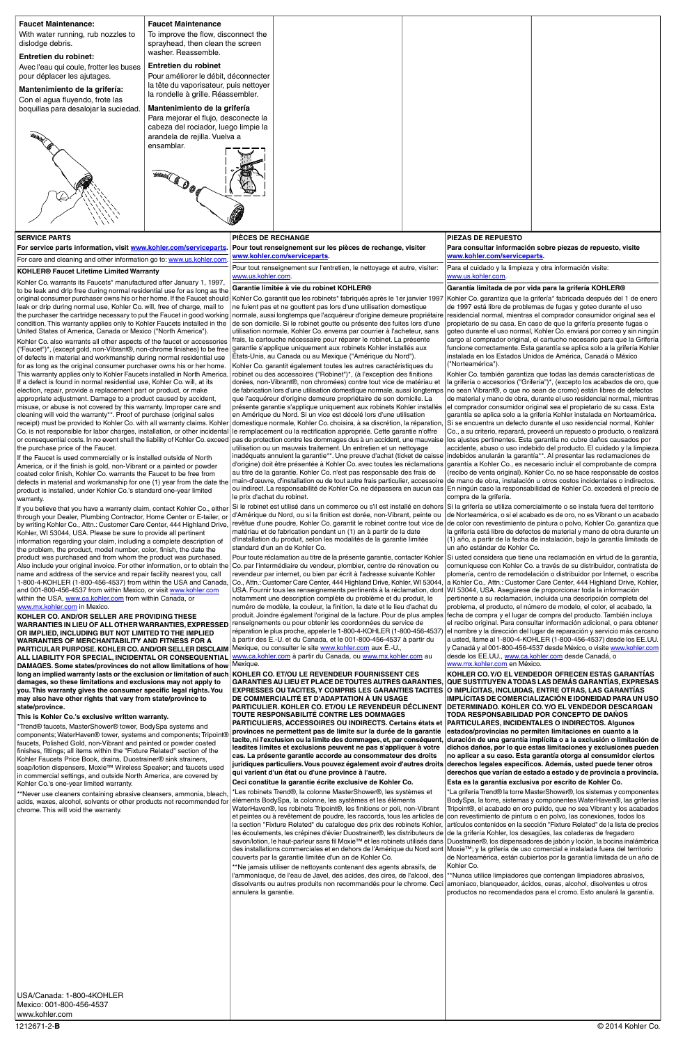**Faucet Maintenance:**

With water running, rub nozzles to dislodge debris.

**Entretien du robinet:**

Avec l'eau qui coule, frotter les buses pour déplacer les ajutages.

**Mantenimiento de la grifería:**

Con el agua fluyendo, frote las boquillas para desalojar la suciedad.

**Faucet Maintenance**

To improve the flow, disconnect the sprayhead, then clean the screen washer. Reassemble.

**Entretien du robinet**

Pour améliorer le débit, déconnecter la tête du vaporisateur, puis nettoyer la rondelle à grille. Réassembler.

**Mantenimiento de la grifería**

Para mejorar el flujo, desconecte la cabeza del rociador, luego limpie la arandela de rejilla. Vuelva a ensamblar.

**SERVICE PARTS**

**For service parts information, visit www.kohler.com/serviceparts.**

For care and cleaning and other information go to: www.us.kohler.com.

**KOHLER® Faucet Lifetime Limited Warranty**

Kohler Co. warrants its Faucets* manufactured after January 1, 1997, to be leak and drip free during normal residential use for as long as the original consumer purchaser owns his or her home. If the Faucet should leak or drip during normal use, Kohler Co. will, free of charge, mail to the purchaser the cartridge necessary to put the Faucet in good working condition. This warranty applies only to Kohler Faucets installed in the United States of America, Canada or Mexico ("North America").

Kohler Co. also warrants all other aspects of the faucet or accessories ("Faucet")*, (except gold, non-Vibrant®, non-chrome finishes) to be free of defects in material and workmanship during normal residential use for as long as the original consumer purchaser owns his or her home. This warranty applies only to Kohler Faucets installed in North America. If a defect is found in normal residential use, Kohler Co. will, at its election, repair, provide a replacement part or product, or make appropriate adjustment. Damage to a product caused by accident, misuse, or abuse is not covered by this warranty. Improper care and cleaning will void the warranty**. Proof of purchase (original sales receipt) must be provided to Kohler Co. with all warranty claims. Kohler Co. is not responsible for labor charges, installation, or other incidental or consequential costs. In no event shall the liability of Kohler Co. exceed the purchase price of the Faucet.

If the Faucet is used commercially or is installed outside of North America, or if the finish is gold, non-Vibrant or a painted or powder coated color finish, Kohler Co. warrants the Faucet to be free from defects in material and workmanship for one (1) year from the date the product is installed, under Kohler Co.'s standard one-year limited warranty.

If you believe that you have a warranty claim, contact Kohler Co., either through your Dealer, Plumbing Contractor, Home Center or E-tailer, or by writing Kohler Co., Attn.: Customer Care Center, 444 Highland Drive, Kohler, WI 53044, USA. Please be sure to provide all pertinent information regarding your claim, including a complete description of the problem, the product, model number, color, finish, the date the product was purchased and from whom the product was purchased. Also include your original invoice. For other information, or to obtain the name and address of the service and repair facility nearest you, call 1-800-4-KOHLER (1-800-456-4537) from within the USA and Canada, and 001-800-456-4537 from within Mexico, or visit www.kohler.com within the USA, www.ca.kohler.com from within Canada, or www.mx.kohler.com in Mexico.

**KOHLER CO. AND/OR SELLER ARE PROVIDING THESE WARRANTIES IN LIEU OF ALL OTHER WARRANTIES, EXPRESSED OR IMPLIED, INCLUDING BUT NOT LIMITED TO THE IMPLIED WARRANTIES OF MERCHANTABILITY AND FITNESS FOR A PARTICULAR PURPOSE. KOHLER CO. AND/OR SELLER DISCLAIM ALL LIABILITY FOR SPECIAL, INCIDENTAL OR CONSEQUENTIAL DAMAGES. Some states/provinces do not allow limitations of how long an implied warranty lasts or the exclusion or limitation of such damages, so these limitations and exclusions may not apply to you. This warranty gives the consumer specific legal rights. You may also have other rights that vary from state/province to state/province.**

**This is Kohler Co.'s exclusive written warranty.**

*Trend® faucets, MasterShower® tower, BodySpa systems and components; WaterHaven® tower, systems and components; Tripoint® faucets, Polished Gold, non-Vibrant and painted or powder coated finishes, fittings; all items within the "Fixture Related" section of the Kohler Faucets Price Book, drains, Duostrainer® sink strainers, soap/lotion dispensers, Moxie™ Wireless Speaker; and faucets used in commercial settings, and outside North America, are covered by Kohler Co.'s one-year limited warranty.

**Never use cleaners containing abrasive cleansers, ammonia, bleach, acids, waxes, alcohol, solvents or other products not recommended for chrome. This will void the warranty.

**PIÈCES DE RECHANGE**

**Pour tout renseignement sur les pièces de rechange, visiter www.kohler.com/serviceparts.**

Pour tout renseignement sur l'entretien, le nettoyage et autre, visiter: www.us.kohler.com.

**Garantie limitée à vie du robinet KOHLER®**

Kohler Co. garantit que les robinets* fabriqués après le 1er janvier 1997 ne fuient pas et ne gouttent pas lors d'une utilisation domestique normale, aussi longtemps que l'acquéreur d'origine demeure propriétaire de son domicile. Si le robinet goutte ou présente des fuites lors d'une utilisation domestique normale, Kohler Co. enverra par courrier à l'acheteur, sans frais, la cartouche nécessaire pour réparer le robinet. La présente garantie s'applique uniquement aux robinets Kohler installés aux États-Unis, au Canada ou au Mexique ("Amérique du Nord").

Kohler Co. garantit également toutes les autres caractéristiques du robinet ou des accessoires ("Robinet")*, (à l'exception des finitions dorées, non-Vibrant®, non chromées) contre tout vice de matériau et de fabrication lors d'une utilisation domestique normale, aussi longtemps que l'acquéreur d'origine demeure propriétaire de son domicile. La présente garantie s'applique uniquement aux robinets Kohler installés en Amérique du Nord. Si un vice est décelé lors d'une utilisation domestique normale, Kohler Co. choisira, à sa discrétion, la réparation, le remplacement ou la rectification appropriée. Cette garantie n'offre pas de protection contre les dommages dus à un accident, une mauvaise utilisation ou un mauvais traitement. Un entretien et un nettoyage inadéquats annuleront la garantie**. Une preuve d'achat (ticket de caisse d'origine) doit être présentée à Kohler Co. avec toutes les réclamations au titre de la garantie. Kohler Co. n'est pas responsable des frais de main-d'œuvre, d'installation ou de tout autre frais particulier, accessoire ou indirect. La responsabilité de Kohler Co. ne dépassera en aucun cas le prix d'achat du robinet.

Si le robinet est utilisé dans un commerce ou s'il est installé en dehors d'Amérique du Nord, ou si la finition est dorée, non-Vibrant, peinte ou revêtue d'une poudre, Kohler Co. garantit le robinet contre tout vice de matériau et de fabrication pendant un (1) an à partir de la date d'installation du produit, selon les modalités de la garantie limitée standard d'un an de Kohler Co.

Pour toute réclamation au titre de la présente garantie, contacter Kohler Co. par l'intermédiaire du vendeur, plombier, centre de rénovation ou revendeur par internet, ou bien par écrit à l'adresse suivante Kohler Co., Attn.: Customer Care Center, 444 Highland Drive, Kohler, WI 53044, USA. Fournir tous les renseignements pertinents à la réclamation, dont notamment une description complète du problème et du produit, le numéro de modèle, la couleur, la finition, la date et le lieu d'achat du produit. Joindre également l'original de la facture. Pour de plus amples renseignements ou pour obtenir les coordonnées du service de réparation le plus proche, appeler le 1-800-4-KOHLER (1-800-456-4537) à partir des E.-U. et du Canada, et le 001-800-456-4537 à partir du Mexique, ou consulter le site www.kohler.com aux É.-U., www.ca.kohler.com à partir du Canada, ou www.mx.kohler.com au Mexique.

**KOHLER CO. ET/OU LE REVENDEUR FOURNISSENT CES GARANTIES AU LIEU ET PLACE DE TOUTES AUTRES GARANTIES, EXPRESSES OU TACITES, Y COMPRIS LES GARANTIES TACITES DE COMMERCIALITÉ ET D'ADAPTATION À UN USAGE PARTICULIER. KOHLER CO. ET/OU LE REVENDEUR DÉCLINENT TOUTE RESPONSABILITÉ CONTRE LES DOMMAGES PARTICULIERS, ACCESSOIRES OU INDIRECTS. Certains états et provinces ne permettent pas de limite sur la durée de la garantie tacite, ni l'exclusion ou la limite des dommages, et, par conséquent, lesdites limites et exclusions peuvent ne pas s'appliquer à votre cas. La présente garantie accorde au consommateur des droits juridiques particuliers. Vous pouvez également avoir d'autres droits qui varient d'un état ou d'une province à l'autre.**

**Ceci constitue la garantie écrite exclusive de Kohler Co.**

*Les robinets Trend®, la colonne MasterShower®, les systèmes et éléments BodySpa, la colonne, les systèmes et les éléments WaterHaven®, les robinets Tripoint®, les finitions or poli, non-Vibrant et peintes ou à revêtement de poudre, les raccords, tous les articles de la section "Fixture Related" du catalogue des prix des robinets Kohler, les écoulements, les crépines d'évier Duostrainer®, les distributeurs de savon/lotion, le haut-parleur sans fil Moxie™ et les robinets utilisés dans des installations commerciales et en dehors de l'Amérique du Nord sont couverts par la garantie limitée d'un an de Kohler Co.

**Ne jamais utiliser de nettoyants contenant des agents abrasifs, de l'ammoniaque, de l'eau de Javel, des acides, des cires, de l'alcool, des dissolvants ou autres produits non recommandés pour le chrome. Ceci annulera la garantie.

**PIEZAS DE REPUESTO**

**Para consultar información sobre piezas de repuesto, visite www.kohler.com/serviceparts.**

Para el cuidado y la limpieza y otra información visite: www.us.kohler.com.

**Garantía limitada de por vida para la grifería KOHLER®**

Kohler Co. garantiza que la grifería* fabricada después del 1 de enero de 1997 está libre de problemas de fugas y goteo durante el uso residencial normal, mientras el comprador consumidor original sea el propietario de su casa. En caso de que la grifería presente fugas o goteo durante el uso normal, Kohler Co. enviará por correo y sin ningún cargo al comprador original, el cartucho necesario para que la Grifería funcione correctamente. Esta garantía se aplica solo a la grifería Kohler instalada en los Estados Unidos de América, Canadá o México ("Norteamérica").

Kohler Co. también garantiza que todas las demás características de la grifería o accesorios ("Grifería")*, (excepto los acabados de oro, que no sean Vibrant®, o que no sean de cromo) están libres de defectos de material y mano de obra, durante el uso residencial normal, mientras el comprador consumidor original sea el propietario de su casa. Esta garantía se aplica solo a la grifería Kohler instalada en Norteamérica. Si se encuentra un defecto durante el uso residencial normal, Kohler Co., a su criterio, reparará, proveerá un repuesto o producto, o realizará los ajustes pertinentes. Esta garantía no cubre daños causados por accidente, abuso o uso indebido del producto. El cuidado y la limpieza indebidos anularán la garantía**. Al presentar las reclamaciones de garantía a Kohler Co., es necesario incluir el comprobante de compra (recibo de venta original). Kohler Co. no se hace responsable de costos de mano de obra, instalación u otros costos incidentales o indirectos. En ningún caso la responsabilidad de Kohler Co. excederá el precio de compra de la grifería.

Si la grifería se utiliza comercialmente o se instala fuera del territorio de Norteamérica, o si el acabado es de oro, no es Vibrant o un acabado de color con revestimiento de pintura o polvo, Kohler Co. garantiza que la grifería está libre de defectos de material y mano de obra durante un (1) año, a partir de la fecha de instalación, bajo la garantía limitada de un año estándar de Kohler Co.

Si usted considera que tiene una reclamación en virtud de la garantía, comuníquese con Kohler Co. a través de su distribuidor, contratista de plomería, centro de remodelación o distribuidor por Internet, o escriba a Kohler Co., Attn.: Customer Care Center, 444 Highland Drive, Kohler, WI 53044, USA. Asegúrese de proporcionar toda la información pertinente a su reclamación, incluida una descripción completa del problema, el producto, el número de modelo, el color, el acabado, la fecha de compra y el lugar de compra del producto. También incluya el recibo original. Para consultar información adicional, o para obtener el nombre y la dirección del lugar de reparación y servicio más cercano a usted, llame al 1-800-4-KOHLER (1-800-456-4537) desde los EE.UU. y Canadá y al 001-800-456-4537 desde México, o visite www.kohler.com desde los EE.UU., www.ca.kohler.com desde Canadá, o www.mx.kohler.com en México.

**KOHLER CO. Y/O EL VENDEDOR OFRECEN ESTAS GARANTÍAS QUE SUSTITUYEN A TODAS LAS DEMÁS GARANTÍAS, EXPRESAS O IMPLÍCITAS, INCLUIDAS, ENTRE OTRAS, LAS GARANTÍAS IMPLÍCITAS DE COMERCIALIZACIÓN E IDONEIDAD PARA UN USO DETERMINADO. KOHLER CO. Y/O EL VENDEDOR DESCARGAN TODA RESPONSABILIDAD POR CONCEPTO DE DAÑOS PARTICULARES, INCIDENTALES O INDIRECTOS. Algunos estados/provincias no permiten limitaciones en cuanto a la duración de una garantía implícita o a la exclusión o limitación de dichos daños, por lo que estas limitaciones y exclusiones pueden no aplicar a su caso. Esta garantía otorga al consumidor ciertos derechos legales específicos. Además, usted puede tener otros derechos que varían de estado a estado y de provincia a provincia.**

**Esta es la garantía exclusiva por escrito de Kohler Co.**

*La grifería Trend® la torre MasterShower®, los sistemas y componentes BodySpa, la torre, sistemas y componentes WaterHaven®, la grifería Tripoint®, el acabado en oro pulido, que no sea Vibrant y los acabados de color con revestimiento de pintura o en polvo, las conexiones, todos los artículos contenidos en la sección "Fixture Related" de la lista de precios de la grifería Kohler, los desagües, las coladeras de fregadero Duostrainer®, los dispensadores de jabón y loción, la bocina inalámbrica Moxie™; y la grifería de uso comercial e instalada fuera del territorio de Norteamérica, están cubiertos por la garantía limitada de un año de Kohler Co.

**Nunca utilice limpiadores que contengan limpiadores abrasivos, amoniaco, blanqueador, ácidos, ceras, alcohol, disolventes u otros productos no recomendados para el cromo. Esto anulará la garantía.

USA/Canada: 1-800-4KOHLER
Mexico: 001-800-456-4537
www.kohler.com

1212671-2-**B**

© 2014 Kohler Co.